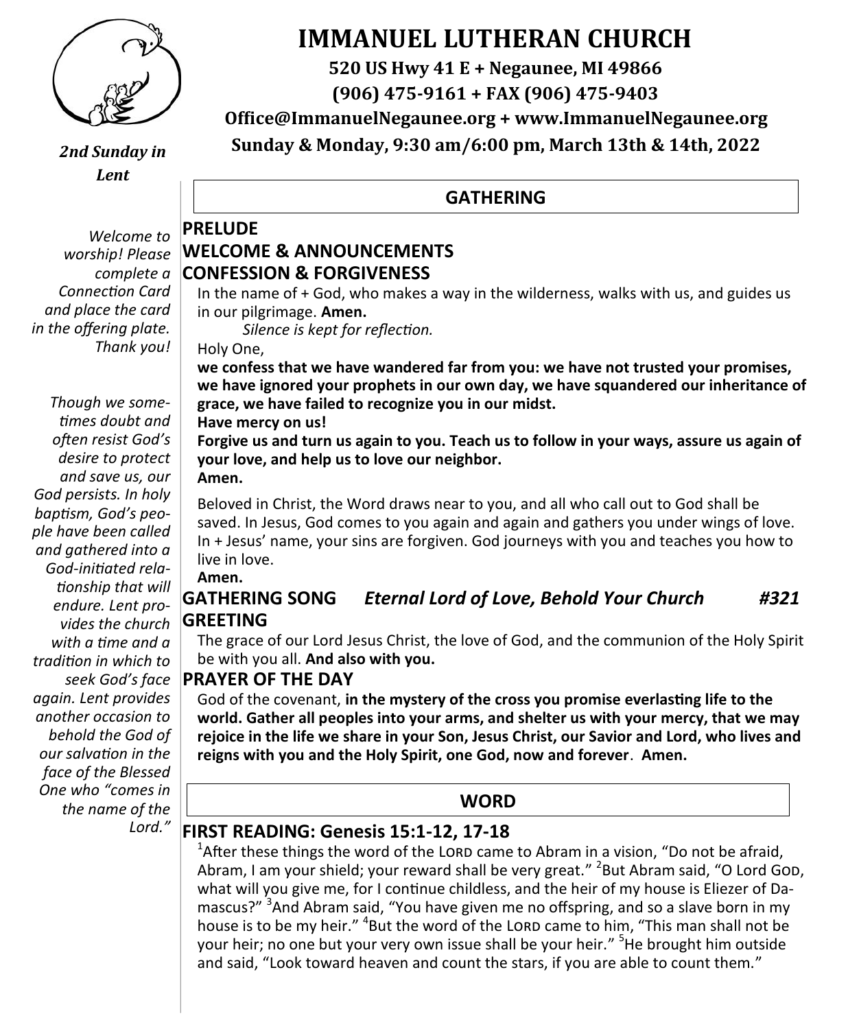# IMMANUEL LUTHERAN CHURCH

**520 US Hwy 41 E + Negaunee, MI 49866**

**(906) 475-9161 + FAX (906) 475-9403**

**Office@ImmanuelNegaunee.org + www.ImmanuelNegaunee.org**

**Sunday & Monday, 9:30 am/6:00 pm, March 13th & 14th, 2022**

***2nd Sunday in Lent***

*Welcome to worship! Please complete a Connection Card and place the card in the offering plate. Thank you!*

*Though we sometimes doubt and often resist God's desire to protect and save us, our God persists. In holy baptism, God's people have been called and gathered into a God-initiated relationship that will endure. Lent provides the church with a time and a tradition in which to seek God's face again. Lent provides another occasion to behold the God of our salvation in the face of the Blessed One who "comes in the name of the Lord."*

## GATHERING

### PRELUDE

### WELCOME & ANNOUNCEMENTS

### CONFESSION & FORGIVENESS

In the name of + God, who makes a way in the wilderness, walks with us, and guides us in our pilgrimage. **Amen.**

*Silence is kept for reflection.*

Holy One,

**we confess that we have wandered far from you: we have not trusted your promises, we have ignored your prophets in our own day, we have squandered our inheritance of grace, we have failed to recognize you in our midst.**

**Have mercy on us!**

**Forgive us and turn us again to you. Teach us to follow in your ways, assure us again of your love, and help us to love our neighbor.**

**Amen.**

Beloved in Christ, the Word draws near to you, and all who call out to God shall be saved. In Jesus, God comes to you again and again and gathers you under wings of love. In + Jesus' name, your sins are forgiven. God journeys with you and teaches you how to live in love.

**Amen.**

### GATHERING SONG *Eternal Lord of Love, Behold Your Church* *#321*

### GREETING

The grace of our Lord Jesus Christ, the love of God, and the communion of the Holy Spirit be with you all. **And also with you.**

### PRAYER OF THE DAY

God of the covenant, **in the mystery of the cross you promise everlasting life to the world. Gather all peoples into your arms, and shelter us with your mercy, that we may rejoice in the life we share in your Son, Jesus Christ, our Savior and Lord, who lives and reigns with you and the Holy Spirit, one God, now and forever**. **Amen.**

## WORD

### FIRST READING: Genesis 15:1-12, 17-18

[1]After these things the word of the LORD came to Abram in a vision, "Do not be afraid, Abram, I am your shield; your reward shall be very great." [2]But Abram said, "O Lord GOD, what will you give me, for I continue childless, and the heir of my house is Eliezer of Damascus?" [3]And Abram said, "You have given me no offspring, and so a slave born in my house is to be my heir." [4]But the word of the LORD came to him, "This man shall not be your heir; no one but your very own issue shall be your heir." [5]He brought him outside and said, "Look toward heaven and count the stars, if you are able to count them."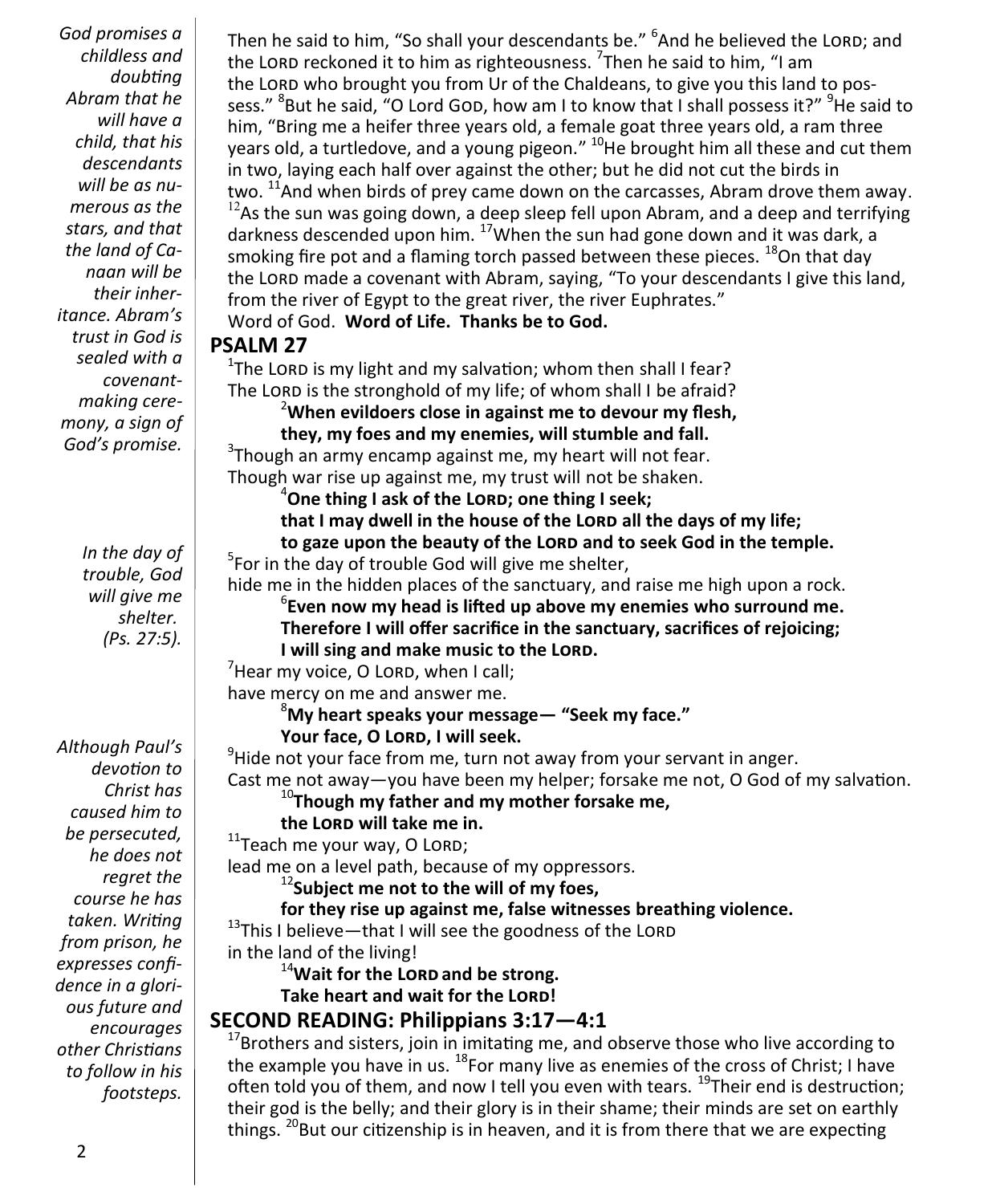*God promises a childless and doubting Abram that he will have a child, that his descendants will be as numerous as the stars, and that the land of Canaan will be their inheritance. Abram's trust in God is sealed with a covenant-making ceremony, a sign of God's promise.*

Then he said to him, "So shall your descendants be." [6]And he believed the LORD; and the LORD reckoned it to him as righteousness. [7]Then he said to him, "I am the LORD who brought you from Ur of the Chaldeans, to give you this land to possess." [8]But he said, "O Lord GOD, how am I to know that I shall possess it?" [9]He said to him, "Bring me a heifer three years old, a female goat three years old, a ram three years old, a turtledove, and a young pigeon." [10]He brought him all these and cut them in two, laying each half over against the other; but he did not cut the birds in two. [11]And when birds of prey came down on the carcasses, Abram drove them away. [12]As the sun was going down, a deep sleep fell upon Abram, and a deep and terrifying darkness descended upon him. [17]When the sun had gone down and it was dark, a smoking fire pot and a flaming torch passed between these pieces. [18]On that day the LORD made a covenant with Abram, saying, "To your descendants I give this land, from the river of Egypt to the great river, the river Euphrates."

Word of God. **Word of Life. Thanks be to God.**

## PSALM 27

[1]The LORD is my light and my salvation; whom then shall I fear?
The LORD is the stronghold of my life; of whom shall I be afraid?

**[2]When evildoers close in against me to devour my flesh,
they, my foes and my enemies, will stumble and fall.**

[3]Though an army encamp against me, my heart will not fear.
Though war rise up against me, my trust will not be shaken.

**[4]One thing I ask of the LORD; one thing I seek;
that I may dwell in the house of the LORD all the days of my life;
to gaze upon the beauty of the LORD and to seek God in the temple.**

*In the day of trouble, God will give me shelter. (Ps. 27:5).*

[5]For in the day of trouble God will give me shelter,
hide me in the hidden places of the sanctuary, and raise me high upon a rock.

**[6]Even now my head is lifted up above my enemies who surround me.
Therefore I will offer sacrifice in the sanctuary, sacrifices of rejoicing;
I will sing and make music to the LORD.**

[7]Hear my voice, O LORD, when I call;
have mercy on me and answer me.

**[8]My heart speaks your message— "Seek my face."
Your face, O LORD, I will seek.**

[9]Hide not your face from me, turn not away from your servant in anger.
Cast me not away—you have been my helper; forsake me not, O God of my salvation.

**[10]Though my father and my mother forsake me,
the LORD will take me in.**

[11]Teach me your way, O LORD;
lead me on a level path, because of my oppressors.

**[12]Subject me not to the will of my foes,
for they rise up against me, false witnesses breathing violence.**

[13]This I believe—that I will see the goodness of the LORD
in the land of the living!

**[14]Wait for the LORD and be strong.
Take heart and wait for the LORD!**

## SECOND READING: Philippians 3:17—4:1

*Although Paul's devotion to Christ has caused him to be persecuted, he does not regret the course he has taken. Writing from prison, he expresses confidence in a glorious future and encourages other Christians to follow in his footsteps.*

[17]Brothers and sisters, join in imitating me, and observe those who live according to the example you have in us. [18]For many live as enemies of the cross of Christ; I have often told you of them, and now I tell you even with tears. [19]Their end is destruction; their god is the belly; and their glory is in their shame; their minds are set on earthly things. [20]But our citizenship is in heaven, and it is from there that we are expecting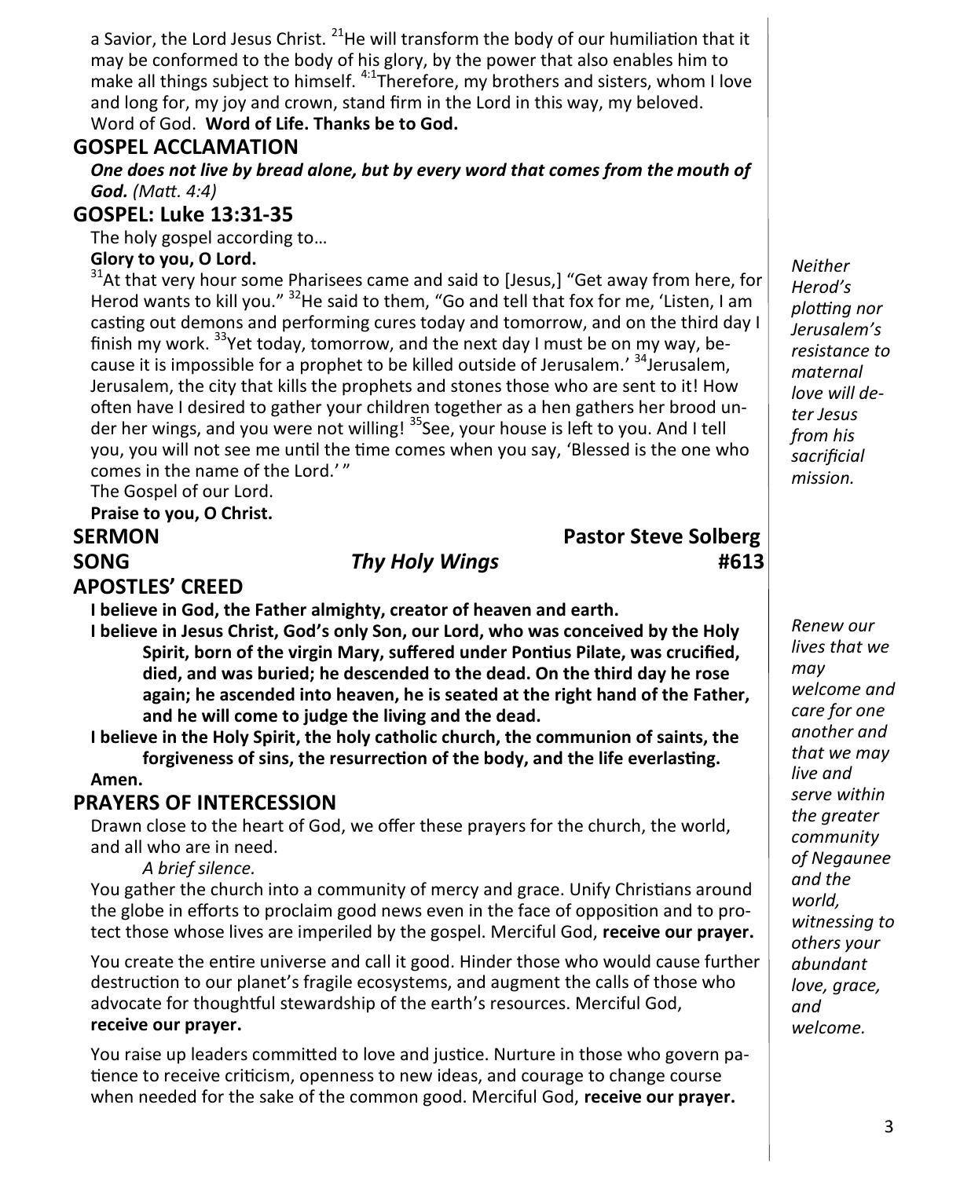a Savior, the Lord Jesus Christ. [21]He will transform the body of our humiliation that it may be conformed to the body of his glory, by the power that also enables him to make all things subject to himself. [4:1]Therefore, my brothers and sisters, whom I love and long for, my joy and crown, stand firm in the Lord in this way, my beloved.
Word of God. **Word of Life. Thanks be to God.**

## GOSPEL ACCLAMATION

***One does not live by bread alone, but by every word that comes from the mouth of God.*** *(Matt. 4:4)*

## GOSPEL: Luke 13:31-35

The holy gospel according to…
**Glory to you, O Lord.**

[31]At that very hour some Pharisees came and said to [Jesus,] "Get away from here, for Herod wants to kill you." [32]He said to them, "Go and tell that fox for me, 'Listen, I am casting out demons and performing cures today and tomorrow, and on the third day I finish my work. [33]Yet today, tomorrow, and the next day I must be on my way, because it is impossible for a prophet to be killed outside of Jerusalem.' [34]Jerusalem, Jerusalem, the city that kills the prophets and stones those who are sent to it! How often have I desired to gather your children together as a hen gathers her brood under her wings, and you were not willing! [35]See, your house is left to you. And I tell you, you will not see me until the time comes when you say, 'Blessed is the one who comes in the name of the Lord.' "
The Gospel of our Lord.
**Praise to you, O Christ.**

*Neither Herod's plotting nor Jerusalem's resistance to maternal love will deter Jesus from his sacrificial mission.*

## SERMON — Pastor Steve Solberg

## SONG — *Thy Holy Wings* — #613

## APOSTLES' CREED

**I believe in God, the Father almighty, creator of heaven and earth.**

**I believe in Jesus Christ, God's only Son, our Lord, who was conceived by the Holy Spirit, born of the virgin Mary, suffered under Pontius Pilate, was crucified, died, and was buried; he descended to the dead. On the third day he rose again; he ascended into heaven, he is seated at the right hand of the Father, and he will come to judge the living and the dead.**

**I believe in the Holy Spirit, the holy catholic church, the communion of saints, the forgiveness of sins, the resurrection of the body, and the life everlasting. Amen.**

*Renew our lives that we may welcome and care for one another and that we may live and serve within the greater community of Negaunee and the world, witnessing to others your abundant love, grace, and welcome.*

## PRAYERS OF INTERCESSION

Drawn close to the heart of God, we offer these prayers for the church, the world, and all who are in need.

*A brief silence.*

You gather the church into a community of mercy and grace. Unify Christians around the globe in efforts to proclaim good news even in the face of opposition and to protect those whose lives are imperiled by the gospel. Merciful God, **receive our prayer.**

You create the entire universe and call it good. Hinder those who would cause further destruction to our planet's fragile ecosystems, and augment the calls of those who advocate for thoughtful stewardship of the earth's resources. Merciful God, **receive our prayer.**

You raise up leaders committed to love and justice. Nurture in those who govern patience to receive criticism, openness to new ideas, and courage to change course when needed for the sake of the common good. Merciful God, **receive our prayer.**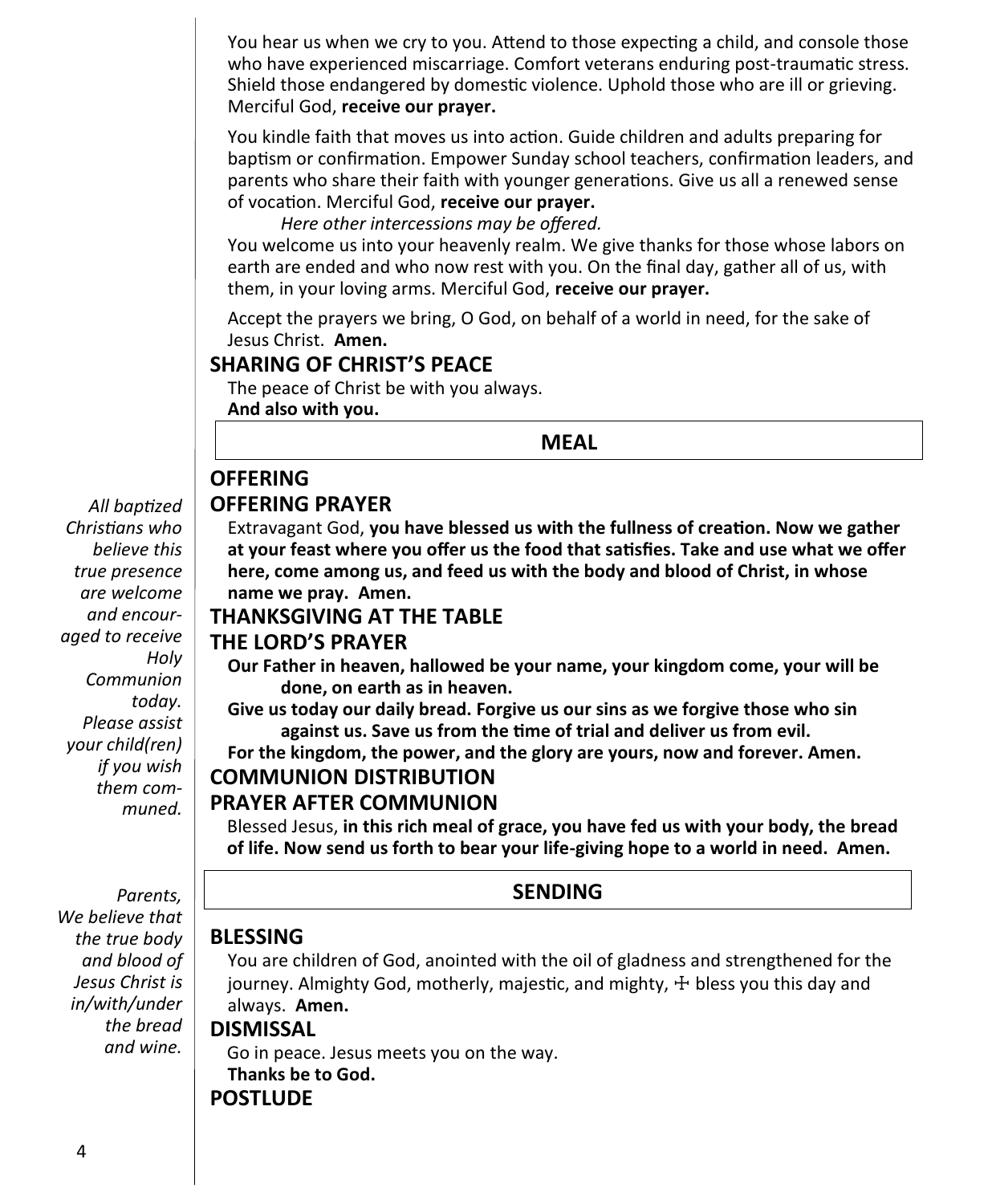You hear us when we cry to you. Attend to those expecting a child, and console those who have experienced miscarriage. Comfort veterans enduring post-traumatic stress. Shield those endangered by domestic violence. Uphold those who are ill or grieving. Merciful God, **receive our prayer.**

You kindle faith that moves us into action. Guide children and adults preparing for baptism or confirmation. Empower Sunday school teachers, confirmation leaders, and parents who share their faith with younger generations. Give us all a renewed sense of vocation. Merciful God, **receive our prayer.**

*Here other intercessions may be offered.*

You welcome us into your heavenly realm. We give thanks for those whose labors on earth are ended and who now rest with you. On the final day, gather all of us, with them, in your loving arms. Merciful God, **receive our prayer.**

Accept the prayers we bring, O God, on behalf of a world in need, for the sake of Jesus Christ. **Amen.**

## SHARING OF CHRIST'S PEACE

The peace of Christ be with you always.
**And also with you.**

## MEAL

*All baptized Christians who believe this true presence are welcome and encouraged to receive Holy Communion today. Please assist your child(ren) if you wish them communed.*

## OFFERING

## OFFERING PRAYER

Extravagant God, **you have blessed us with the fullness of creation. Now we gather at your feast where you offer us the food that satisfies. Take and use what we offer here, come among us, and feed us with the body and blood of Christ, in whose name we pray. Amen.**

## THANKSGIVING AT THE TABLE

## THE LORD'S PRAYER

**Our Father in heaven, hallowed be your name, your kingdom come, your will be done, on earth as in heaven.**
**Give us today our daily bread. Forgive us our sins as we forgive those who sin against us. Save us from the time of trial and deliver us from evil.**
**For the kingdom, the power, and the glory are yours, now and forever. Amen.**

## COMMUNION DISTRIBUTION

## PRAYER AFTER COMMUNION

Blessed Jesus, **in this rich meal of grace, you have fed us with your body, the bread of life. Now send us forth to bear your life-giving hope to a world in need. Amen.**

*Parents, We believe that the true body and blood of Jesus Christ is in/with/under the bread and wine.*

## SENDING

## BLESSING

You are children of God, anointed with the oil of gladness and strengthened for the journey. Almighty God, motherly, majestic, and mighty, ☩ bless you this day and always. **Amen.**

## DISMISSAL

Go in peace. Jesus meets you on the way.
**Thanks be to God.**

## POSTLUDE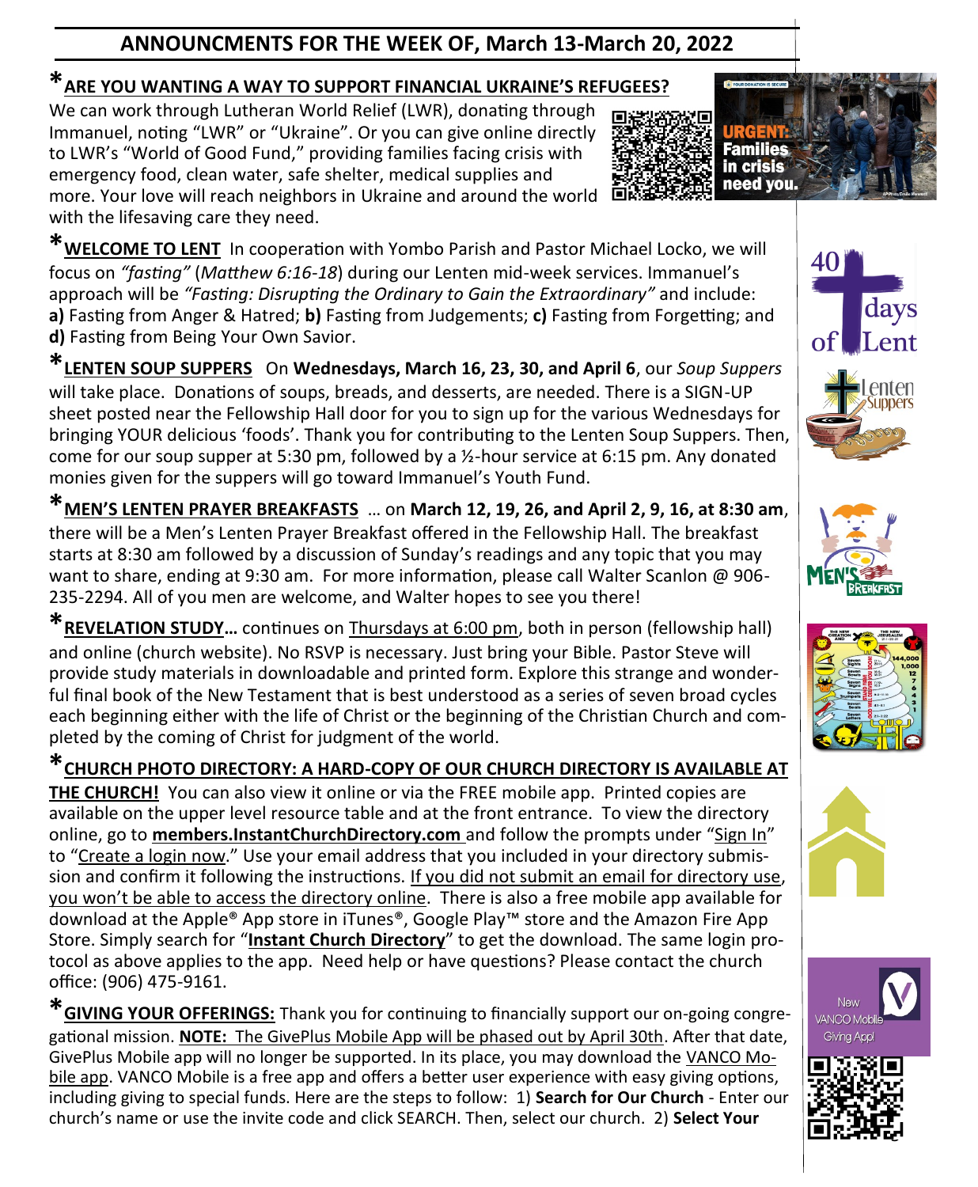## ANNOUNCMENTS FOR THE WEEK OF, March 13-March 20, 2022

***ARE YOU WANTING A WAY TO SUPPORT FINANCIAL UKRAINE'S REFUGEES?**
We can work through Lutheran World Relief (LWR), donating through Immanuel, noting "LWR" or "Ukraine". Or you can give online directly to LWR's "World of Good Fund," providing families facing crisis with emergency food, clean water, safe shelter, medical supplies and more. Your love will reach neighbors in Ukraine and around the world with the lifesaving care they need.

***WELCOME TO LENT** In cooperation with Yombo Parish and Pastor Michael Locko, we will focus on *"fasting"* (*Matthew 6:16-18*) during our Lenten mid-week services. Immanuel's approach will be *"Fasting: Disrupting the Ordinary to Gain the Extraordinary"* and include: **a)** Fasting from Anger & Hatred; **b)** Fasting from Judgements; **c)** Fasting from Forgetting; and **d)** Fasting from Being Your Own Savior.

***LENTEN SOUP SUPPERS** On **Wednesdays, March 16, 23, 30, and April 6**, our *Soup Suppers* will take place. Donations of soups, breads, and desserts, are needed. There is a SIGN-UP sheet posted near the Fellowship Hall door for you to sign up for the various Wednesdays for bringing YOUR delicious 'foods'. Thank you for contributing to the Lenten Soup Suppers. Then, come for our soup supper at 5:30 pm, followed by a ½-hour service at 6:15 pm. Any donated monies given for the suppers will go toward Immanuel's Youth Fund.

***MEN'S LENTEN PRAYER BREAKFASTS** … on **March 12, 19, 26, and April 2, 9, 16, at 8:30 am**, there will be a Men's Lenten Prayer Breakfast offered in the Fellowship Hall. The breakfast starts at 8:30 am followed by a discussion of Sunday's readings and any topic that you may want to share, ending at 9:30 am. For more information, please call Walter Scanlon @ 906-235-2294. All of you men are welcome, and Walter hopes to see you there!

***REVELATION STUDY…** continues on Thursdays at 6:00 pm, both in person (fellowship hall) and online (church website). No RSVP is necessary. Just bring your Bible. Pastor Steve will provide study materials in downloadable and printed form. Explore this strange and wonderful final book of the New Testament that is best understood as a series of seven broad cycles each beginning either with the life of Christ or the beginning of the Christian Church and completed by the coming of Christ for judgment of the world.

***CHURCH PHOTO DIRECTORY: A HARD-COPY OF OUR CHURCH DIRECTORY IS AVAILABLE AT THE CHURCH!** You can also view it online or via the FREE mobile app. Printed copies are available on the upper level resource table and at the front entrance. To view the directory online, go to **members.InstantChurchDirectory.com** and follow the prompts under "Sign In" to "Create a login now." Use your email address that you included in your directory submission and confirm it following the instructions. If you did not submit an email for directory use, you won't be able to access the directory online. There is also a free mobile app available for download at the Apple® App store in iTunes®, Google Play™ store and the Amazon Fire App Store. Simply search for "**Instant Church Directory**" to get the download. The same login protocol as above applies to the app. Need help or have questions? Please contact the church office: (906) 475-9161.

***GIVING YOUR OFFERINGS:** Thank you for continuing to financially support our on-going congregational mission. **NOTE:** The GivePlus Mobile App will be phased out by April 30th. After that date, GivePlus Mobile app will no longer be supported. In its place, you may download the VANCO Mobile app. VANCO Mobile is a free app and offers a better user experience with easy giving options, including giving to special funds. Here are the steps to follow: 1) **Search for Our Church** - Enter our church's name or use the invite code and click SEARCH. Then, select our church. 2) **Select Your**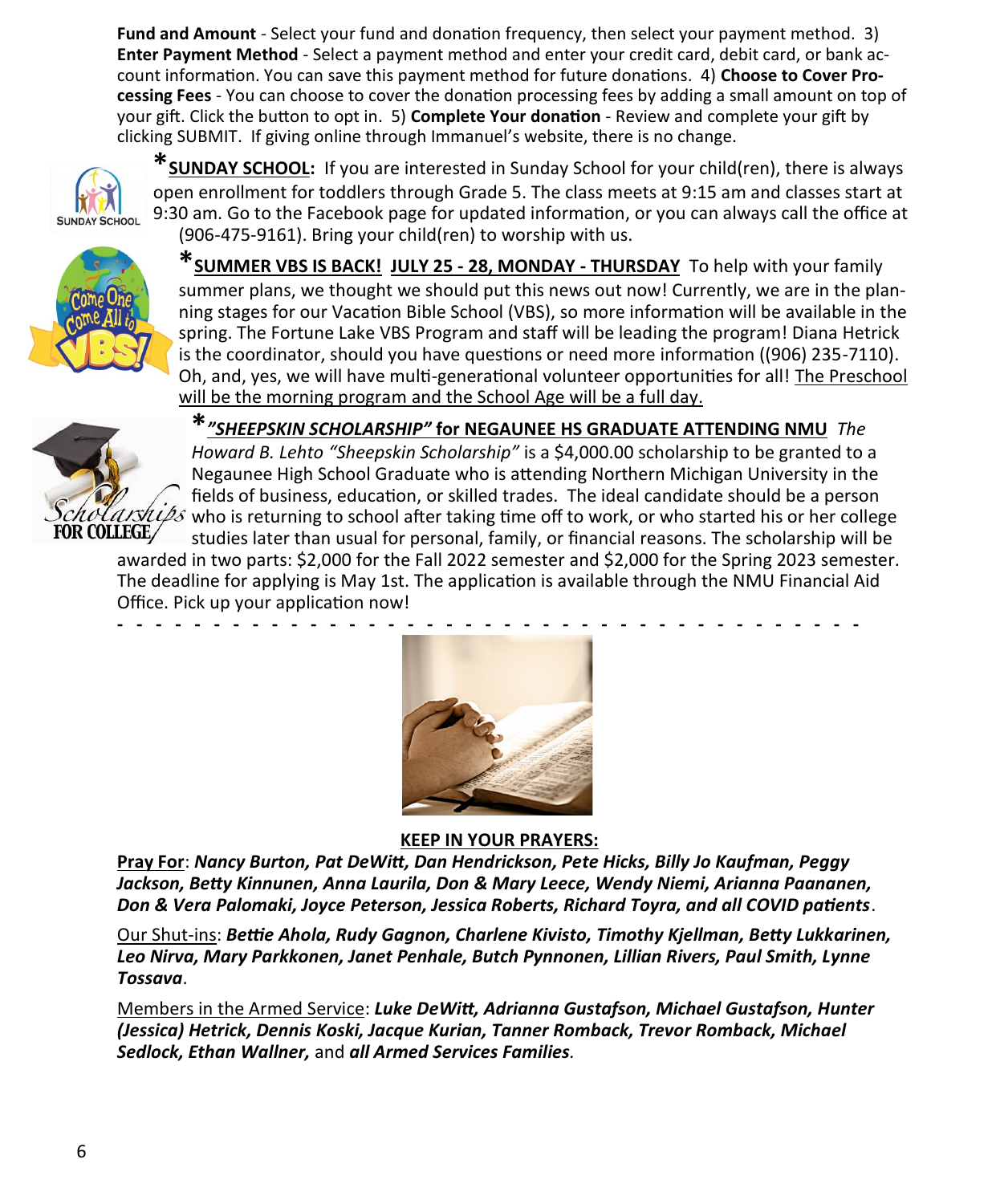**Fund and Amount** - Select your fund and donation frequency, then select your payment method. 3) **Enter Payment Method** - Select a payment method and enter your credit card, debit card, or bank account information. You can save this payment method for future donations. 4) **Choose to Cover Processing Fees** - You can choose to cover the donation processing fees by adding a small amount on top of your gift. Click the button to opt in. 5) **Complete Your donation** - Review and complete your gift by clicking SUBMIT. If giving online through Immanuel's website, there is no change.

***<u>SUNDAY SCHOOL</u>:** If you are interested in Sunday School for your child(ren), there is always open enrollment for toddlers through Grade 5. The class meets at 9:15 am and classes start at 9:30 am. Go to the Facebook page for updated information, or you can always call the office at (906-475-9161). Bring your child(ren) to worship with us.

***<u>SUMMER VBS IS BACK! JULY 25 - 28, MONDAY - THURSDAY</u>** To help with your family summer plans, we thought we should put this news out now! Currently, we are in the planning stages for our Vacation Bible School (VBS), so more information will be available in the spring. The Fortune Lake VBS Program and staff will be leading the program! Diana Hetrick is the coordinator, should you have questions or need more information ((906) 235-7110). Oh, and, yes, we will have multi-generational volunteer opportunities for all! <u>The Preschool will be the morning program and the School Age will be a full day.</u>

***<u>*"SHEEPSKIN SCHOLARSHIP"* for NEGAUNEE HS GRADUATE ATTENDING NMU</u>** *The Howard B. Lehto "Sheepskin Scholarship"* is a $4,000.00 scholarship to be granted to a Negaunee High School Graduate who is attending Northern Michigan University in the fields of business, education, or skilled trades. The ideal candidate should be a person who is returning to school after taking time off to work, or who started his or her college studies later than usual for personal, family, or financial reasons. The scholarship will be awarded in two parts: $2,000 for the Fall 2022 semester and $2,000 for the Spring 2023 semester. The deadline for applying is May 1st. The application is available through the NMU Financial Aid Office. Pick up your application now!

- - - - - - - - - - - - - - - - - - - - - - - - - - - - - - - - - - - - - - - - -

**<u>KEEP IN YOUR PRAYERS:</u>**

**<u>Pray For</u>**: ***Nancy Burton, Pat DeWitt, Dan Hendrickson, Pete Hicks, Billy Jo Kaufman, Peggy Jackson, Betty Kinnunen, Anna Laurila, Don & Mary Leece, Wendy Niemi, Arianna Paananen, Don & Vera Palomaki, Joyce Peterson, Jessica Roberts, Richard Toyra, and all COVID patients***.

<u>Our Shut-ins</u>: ***Bettie Ahola, Rudy Gagnon, Charlene Kivisto, Timothy Kjellman, Betty Lukkarinen, Leo Nirva, Mary Parkkonen, Janet Penhale, Butch Pynnonen, Lillian Rivers, Paul Smith, Lynne Tossava***.

<u>Members in the Armed Service</u>: ***Luke DeWitt, Adrianna Gustafson, Michael Gustafson, Hunter (Jessica) Hetrick, Dennis Koski, Jacque Kurian, Tanner Romback, Trevor Romback, Michael Sedlock, Ethan Wallner,*** and ***all Armed Services Families***.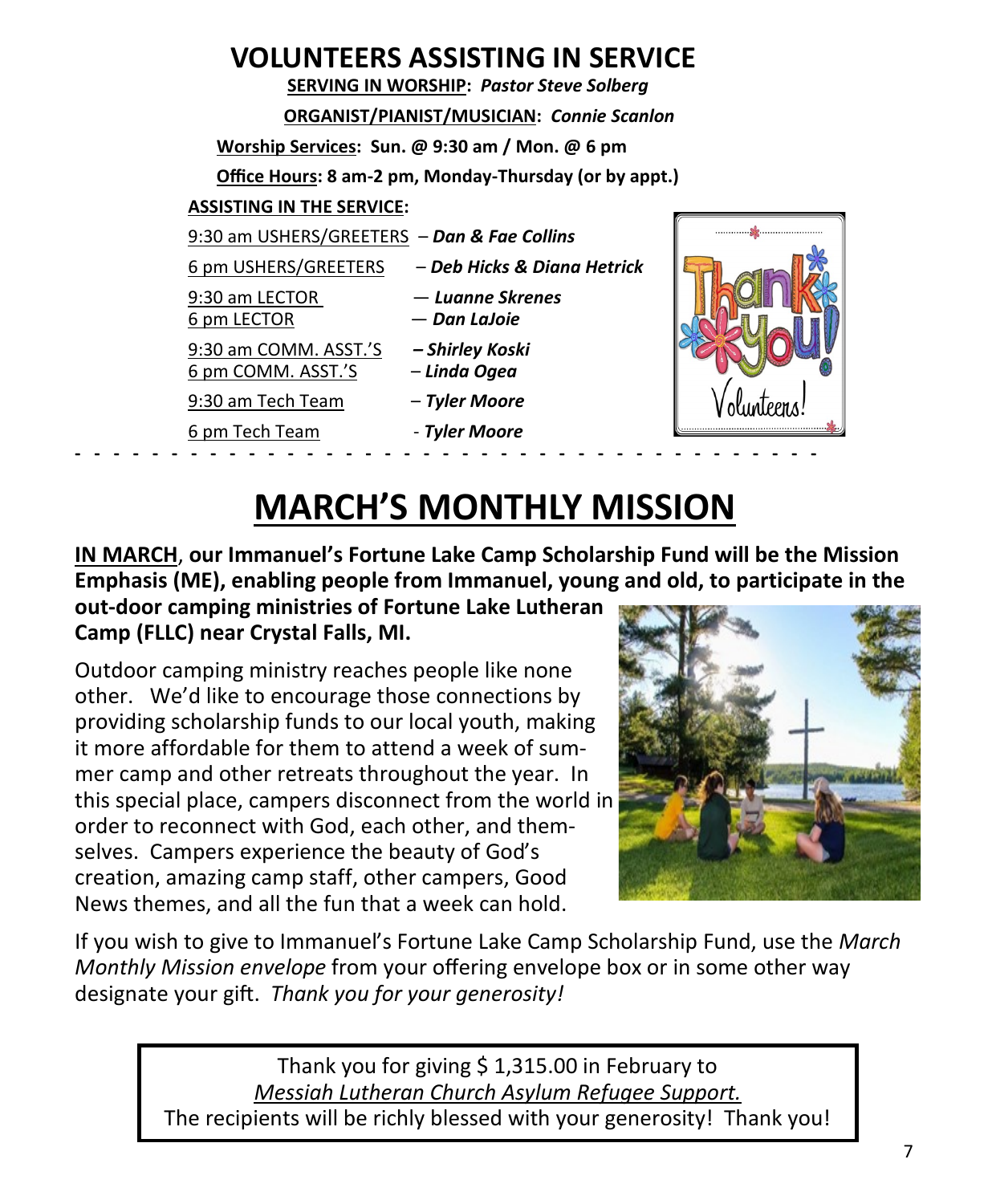# VOLUNTEERS ASSISTING IN SERVICE

**SERVING IN WORSHIP:** ***Pastor Steve Solberg***

**ORGANIST/PIANIST/MUSICIAN:** ***Connie Scanlon***

**Worship Services: Sun. @ 9:30 am / Mon. @ 6 pm**

**Office Hours: 8 am-2 pm, Monday-Thursday (or by appt.)**

**ASSISTING IN THE SERVICE:**

9:30 am USHERS/GREETERS – ***Dan & Fae Collins***

6 pm USHERS/GREETERS – ***Deb Hicks & Diana Hetrick***

9:30 am LECTOR — ***Luanne Skrenes***
6 pm LECTOR — ***Dan LaJoie***

9:30 am COMM. ASST.'S – ***Shirley Koski***
6 pm COMM. ASST.'S – ***Linda Ogea***

9:30 am Tech Team – ***Tyler Moore***

6 pm Tech Team - ***Tyler Moore***

---

# MARCH'S MONTHLY MISSION

**IN MARCH, our Immanuel's Fortune Lake Camp Scholarship Fund will be the Mission Emphasis (ME), enabling people from Immanuel, young and old, to participate in the out-door camping ministries of Fortune Lake Lutheran Camp (FLLC) near Crystal Falls, MI.**

Outdoor camping ministry reaches people like none other. We'd like to encourage those connections by providing scholarship funds to our local youth, making it more affordable for them to attend a week of summer camp and other retreats throughout the year. In this special place, campers disconnect from the world in order to reconnect with God, each other, and themselves. Campers experience the beauty of God's creation, amazing camp staff, other campers, Good News themes, and all the fun that a week can hold.

If you wish to give to Immanuel's Fortune Lake Camp Scholarship Fund, use the *March Monthly Mission envelope* from your offering envelope box or in some other way designate your gift. *Thank you for your generosity!*

Thank you for giving $ 1,315.00 in February to
*Messiah Lutheran Church Asylum Refugee Support.*
The recipients will be richly blessed with your generosity! Thank you!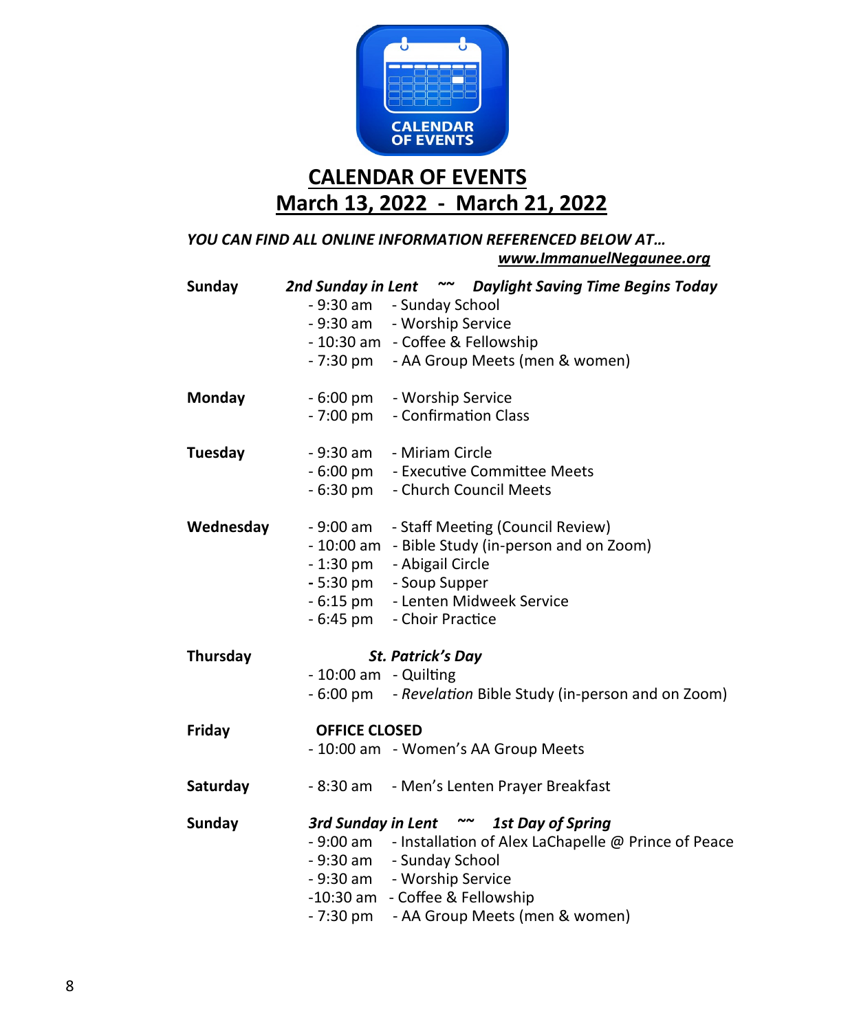# CALENDAR OF EVENTS

## March 13, 2022 - March 21, 2022

***YOU CAN FIND ALL ONLINE INFORMATION REFERENCED BELOW AT…***
***www.ImmanuelNegaunee.org***

**Sunday** — ***2nd Sunday in Lent ~~ Daylight Saving Time Begins Today***

- 9:30 am - Sunday School
- 9:30 am - Worship Service
- 10:30 am - Coffee & Fellowship
- 7:30 pm - AA Group Meets (men & women)

**Monday**

- 6:00 pm - Worship Service
- 7:00 pm - Confirmation Class

**Tuesday**

- 9:30 am - Miriam Circle
- 6:00 pm - Executive Committee Meets
- 6:30 pm - Church Council Meets

**Wednesday**

- 9:00 am - Staff Meeting (Council Review)
- 10:00 am - Bible Study (in-person and on Zoom)
- 1:30 pm - Abigail Circle
- 5:30 pm - Soup Supper
- 6:15 pm - Lenten Midweek Service
- 6:45 pm - Choir Practice

**Thursday** — ***St. Patrick's Day***

- 10:00 am - Quilting
- 6:00 pm - *Revelation* Bible Study (in-person and on Zoom)

**Friday** — **OFFICE CLOSED**

- 10:00 am - Women's AA Group Meets

**Saturday**

- 8:30 am - Men's Lenten Prayer Breakfast

**Sunday** — ***3rd Sunday in Lent ~~ 1st Day of Spring***

- 9:00 am - Installation of Alex LaChapelle @ Prince of Peace
- 9:30 am - Sunday School
- 9:30 am - Worship Service
- 10:30 am - Coffee & Fellowship
- 7:30 pm - AA Group Meets (men & women)